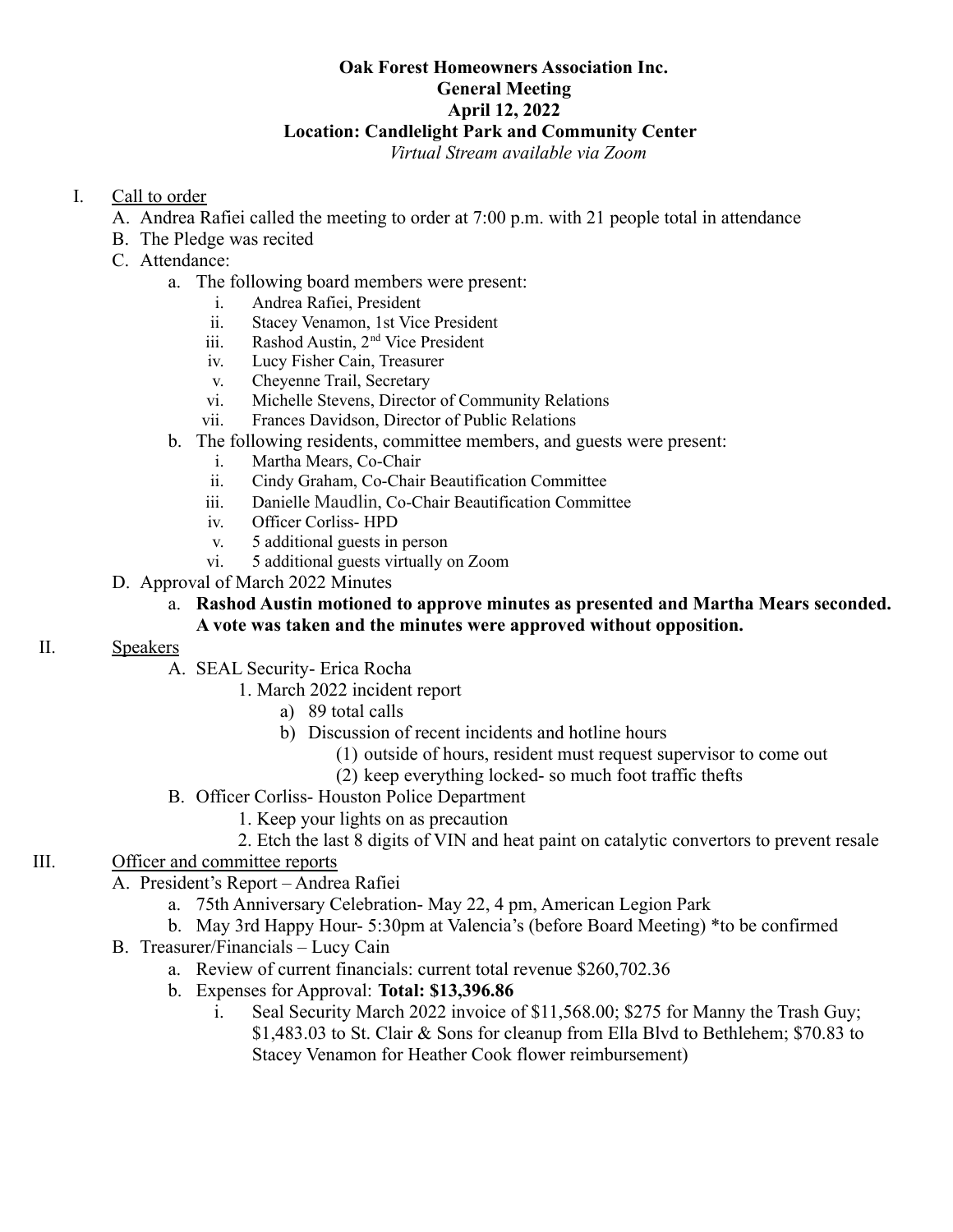**Oak Forest Homeowners Association Inc.**
**General Meeting**
**April 12, 2022**
**Location: Candlelight Park and Community Center**
*Virtual Stream available via Zoom*

I. Call to order
   A. Andrea Rafiei called the meeting to order at 7:00 p.m. with 21 people total in attendance
   B. The Pledge was recited
   C. Attendance:
      a. The following board members were present:
         i. Andrea Rafiei, President
         ii. Stacey Venamon, 1st Vice President
         iii. Rashod Austin, 2nd Vice President
         iv. Lucy Fisher Cain, Treasurer
         v. Cheyenne Trail, Secretary
         vi. Michelle Stevens, Director of Community Relations
         vii. Frances Davidson, Director of Public Relations
      b. The following residents, committee members, and guests were present:
         i. Martha Mears, Co-Chair
         ii. Cindy Graham, Co-Chair Beautification Committee
         iii. Danielle Maudlin, Co-Chair Beautification Committee
         iv. Officer Corliss- HPD
         v. 5 additional guests in person
         vi. 5 additional guests virtually on Zoom
   D. Approval of March 2022 Minutes
      a. **Rashod Austin motioned to approve minutes as presented and Martha Mears seconded. A vote was taken and the minutes were approved without opposition.**

II. Speakers
   A. SEAL Security- Erica Rocha
      1. March 2022 incident report
         a) 89 total calls
         b) Discussion of recent incidents and hotline hours
            (1) outside of hours, resident must request supervisor to come out
            (2) keep everything locked- so much foot traffic thefts
   B. Officer Corliss- Houston Police Department
      1. Keep your lights on as precaution
      2. Etch the last 8 digits of VIN and heat paint on catalytic convertors to prevent resale

III. Officer and committee reports
   A. President's Report – Andrea Rafiei
      a. 75th Anniversary Celebration- May 22, 4 pm, American Legion Park
      b. May 3rd Happy Hour- 5:30pm at Valencia's (before Board Meeting) *to be confirmed
   B. Treasurer/Financials – Lucy Cain
      a. Review of current financials: current total revenue $260,702.36
      b. Expenses for Approval: **Total: $13,396.86**
         i. Seal Security March 2022 invoice of $11,568.00; $275 for Manny the Trash Guy; $1,483.03 to St. Clair & Sons for cleanup from Ella Blvd to Bethlehem; $70.83 to Stacey Venamon for Heather Cook flower reimbursement)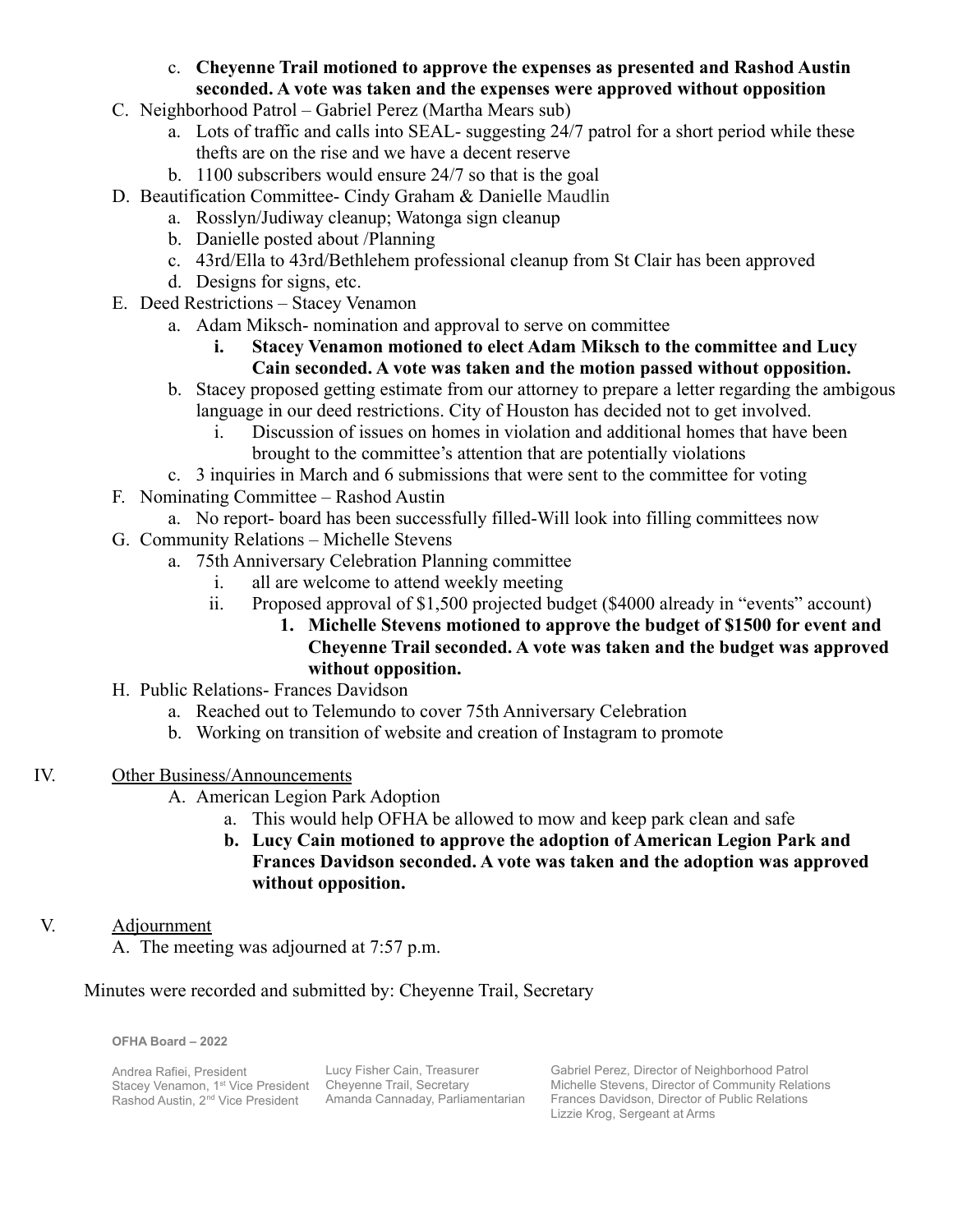- c. **Cheyenne Trail motioned to approve the expenses as presented and Rashod Austin seconded. A vote was taken and the expenses were approved without opposition**

- C. Neighborhood Patrol – Gabriel Perez (Martha Mears sub)
  - a. Lots of traffic and calls into SEAL- suggesting 24/7 patrol for a short period while these thefts are on the rise and we have a decent reserve
  - b. 1100 subscribers would ensure 24/7 so that is the goal
- D. Beautification Committee- Cindy Graham & Danielle Maudlin
  - a. Rosslyn/Judiway cleanup; Watonga sign cleanup
  - b. Danielle posted about /Planning
  - c. 43rd/Ella to 43rd/Bethlehem professional cleanup from St Clair has been approved
  - d. Designs for signs, etc.
- E. Deed Restrictions – Stacey Venamon
  - a. Adam Miksch- nomination and approval to serve on committee
    - i. **Stacey Venamon motioned to elect Adam Miksch to the committee and Lucy Cain seconded. A vote was taken and the motion passed without opposition.**
  - b. Stacey proposed getting estimate from our attorney to prepare a letter regarding the ambigous language in our deed restrictions. City of Houston has decided not to get involved.
    - i. Discussion of issues on homes in violation and additional homes that have been brought to the committee's attention that are potentially violations
  - c. 3 inquiries in March and 6 submissions that were sent to the committee for voting
- F. Nominating Committee – Rashod Austin
  - a. No report- board has been successfully filled-Will look into filling committees now
- G. Community Relations – Michelle Stevens
  - a. 75th Anniversary Celebration Planning committee
    - i. all are welcome to attend weekly meeting
    - ii. Proposed approval of $1,500 projected budget ($4000 already in "events" account)
      1. **Michelle Stevens motioned to approve the budget of $1500 for event and Cheyenne Trail seconded. A vote was taken and the budget was approved without opposition.**
- H. Public Relations- Frances Davidson
  - a. Reached out to Telemundo to cover 75th Anniversary Celebration
  - b. Working on transition of website and creation of Instagram to promote

## IV. Other Business/Announcements

- A. American Legion Park Adoption
  - a. This would help OFHA be allowed to mow and keep park clean and safe
  - b. **Lucy Cain motioned to approve the adoption of American Legion Park and Frances Davidson seconded. A vote was taken and the adoption was approved without opposition.**

## V. Adjournment

- A. The meeting was adjourned at 7:57 p.m.

Minutes were recorded and submitted by: Cheyenne Trail, Secretary

**OFHA Board – 2022**

Andrea Rafiei, President
Stacey Venamon, 1st Vice President
Rashod Austin, 2nd Vice President
Lucy Fisher Cain, Treasurer
Cheyenne Trail, Secretary
Amanda Cannaday, Parliamentarian
Gabriel Perez, Director of Neighborhood Patrol
Michelle Stevens, Director of Community Relations
Frances Davidson, Director of Public Relations
Lizzie Krog, Sergeant at Arms